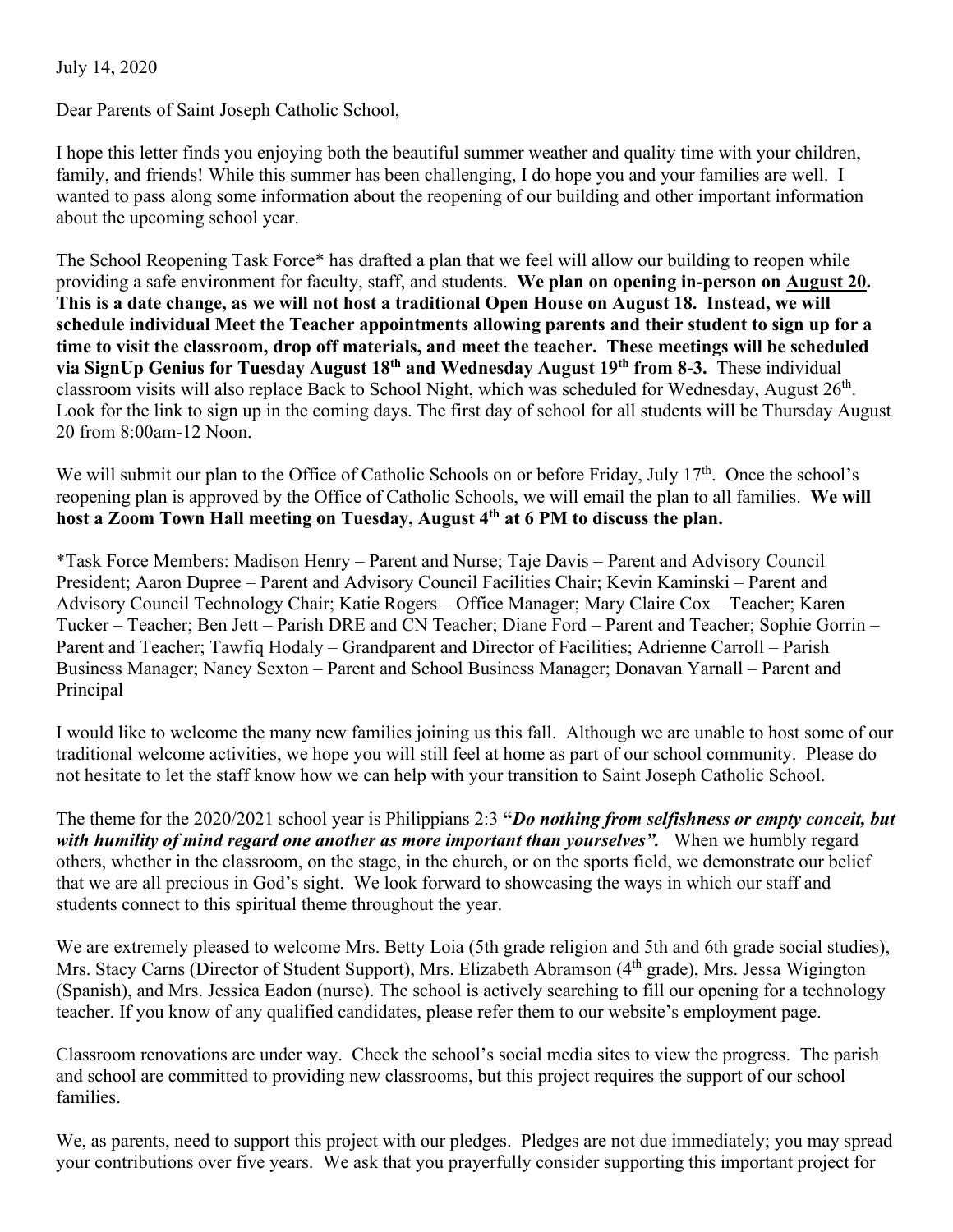July 14, 2020

Dear Parents of Saint Joseph Catholic School,

I hope this letter finds you enjoying both the beautiful summer weather and quality time with your children, family, and friends! While this summer has been challenging, I do hope you and your families are well. I wanted to pass along some information about the reopening of our building and other important information about the upcoming school year.

The School Reopening Task Force* has drafted a plan that we feel will allow our building to reopen while providing a safe environment for faculty, staff, and students. **We plan on opening in-person on <u>August 20</u>. This is a date change, as we will not host a traditional Open House on August 18. Instead, we will schedule individual Meet the Teacher appointments allowing parents and their student to sign up for a time to visit the classroom, drop off materials, and meet the teacher. These meetings will be scheduled via SignUp Genius for Tuesday August 18th and Wednesday August 19th from 8-3.** These individual classroom visits will also replace Back to School Night, which was scheduled for Wednesday, August 26th. Look for the link to sign up in the coming days. The first day of school for all students will be Thursday August 20 from 8:00am-12 Noon.

We will submit our plan to the Office of Catholic Schools on or before Friday, July 17th. Once the school's reopening plan is approved by the Office of Catholic Schools, we will email the plan to all families. **We will host a Zoom Town Hall meeting on Tuesday, August 4th at 6 PM to discuss the plan.**

*Task Force Members: Madison Henry – Parent and Nurse; Taje Davis – Parent and Advisory Council President; Aaron Dupree – Parent and Advisory Council Facilities Chair; Kevin Kaminski – Parent and Advisory Council Technology Chair; Katie Rogers – Office Manager; Mary Claire Cox – Teacher; Karen Tucker – Teacher; Ben Jett – Parish DRE and CN Teacher; Diane Ford – Parent and Teacher; Sophie Gorrin – Parent and Teacher; Tawfiq Hodaly – Grandparent and Director of Facilities; Adrienne Carroll – Parish Business Manager; Nancy Sexton – Parent and School Business Manager; Donavan Yarnall – Parent and Principal

I would like to welcome the many new families joining us this fall. Although we are unable to host some of our traditional welcome activities, we hope you will still feel at home as part of our school community. Please do not hesitate to let the staff know how we can help with your transition to Saint Joseph Catholic School.

The theme for the 2020/2021 school year is Philippians 2:3 **"*Do nothing from selfishness or empty conceit, but with humility of mind regard one another as more important than yourselves*".** When we humbly regard others, whether in the classroom, on the stage, in the church, or on the sports field, we demonstrate our belief that we are all precious in God's sight. We look forward to showcasing the ways in which our staff and students connect to this spiritual theme throughout the year.

We are extremely pleased to welcome Mrs. Betty Loia (5th grade religion and 5th and 6th grade social studies), Mrs. Stacy Carns (Director of Student Support), Mrs. Elizabeth Abramson (4th grade), Mrs. Jessa Wigington (Spanish), and Mrs. Jessica Eadon (nurse). The school is actively searching to fill our opening for a technology teacher. If you know of any qualified candidates, please refer them to our website's employment page.

Classroom renovations are under way. Check the school's social media sites to view the progress. The parish and school are committed to providing new classrooms, but this project requires the support of our school families.

We, as parents, need to support this project with our pledges. Pledges are not due immediately; you may spread your contributions over five years. We ask that you prayerfully consider supporting this important project for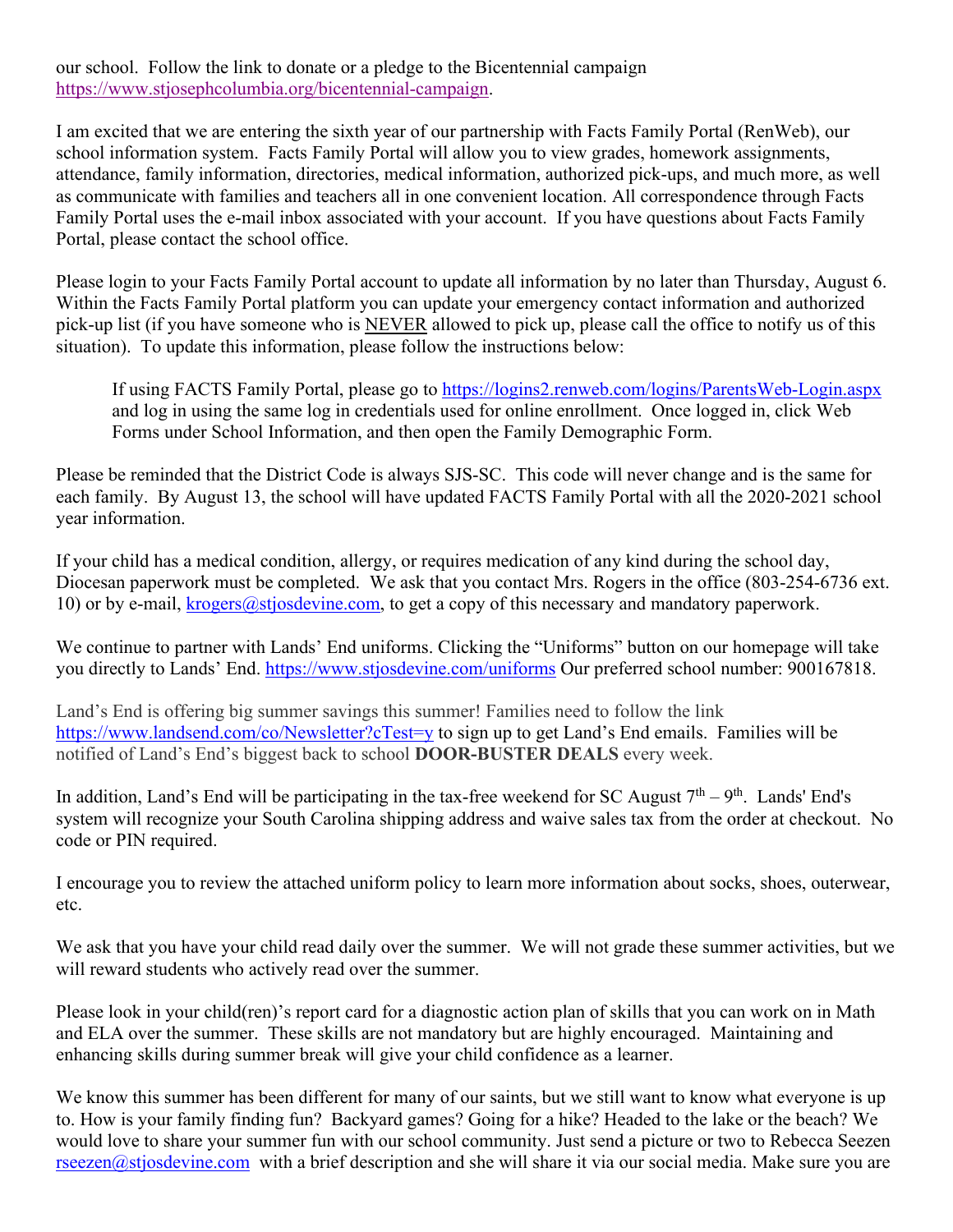our school. Follow the link to donate or a pledge to the Bicentennial campaign https://www.stjosephcolumbia.org/bicentennial-campaign.

I am excited that we are entering the sixth year of our partnership with Facts Family Portal (RenWeb), our school information system. Facts Family Portal will allow you to view grades, homework assignments, attendance, family information, directories, medical information, authorized pick-ups, and much more, as well as communicate with families and teachers all in one convenient location. All correspondence through Facts Family Portal uses the e-mail inbox associated with your account. If you have questions about Facts Family Portal, please contact the school office.

Please login to your Facts Family Portal account to update all information by no later than Thursday, August 6. Within the Facts Family Portal platform you can update your emergency contact information and authorized pick-up list (if you have someone who is <u>NEVER</u> allowed to pick up, please call the office to notify us of this situation). To update this information, please follow the instructions below:

> If using FACTS Family Portal, please go to https://logins2.renweb.com/logins/ParentsWeb-Login.aspx and log in using the same log in credentials used for online enrollment. Once logged in, click Web Forms under School Information, and then open the Family Demographic Form.

Please be reminded that the District Code is always SJS-SC. This code will never change and is the same for each family. By August 13, the school will have updated FACTS Family Portal with all the 2020-2021 school year information.

If your child has a medical condition, allergy, or requires medication of any kind during the school day, Diocesan paperwork must be completed. We ask that you contact Mrs. Rogers in the office (803-254-6736 ext. 10) or by e-mail, krogers@stjosdevine.com, to get a copy of this necessary and mandatory paperwork.

We continue to partner with Lands' End uniforms. Clicking the "Uniforms" button on our homepage will take you directly to Lands' End. https://www.stjosdevine.com/uniforms Our preferred school number: 900167818.

Land's End is offering big summer savings this summer! Families need to follow the link https://www.landsend.com/co/Newsletter?cTest=y to sign up to get Land's End emails. Families will be notified of Land's End's biggest back to school **DOOR-BUSTER DEALS** every week.

In addition, Land's End will be participating in the tax-free weekend for SC August 7th – 9th. Lands' End's system will recognize your South Carolina shipping address and waive sales tax from the order at checkout. No code or PIN required.

I encourage you to review the attached uniform policy to learn more information about socks, shoes, outerwear, etc.

We ask that you have your child read daily over the summer. We will not grade these summer activities, but we will reward students who actively read over the summer.

Please look in your child(ren)'s report card for a diagnostic action plan of skills that you can work on in Math and ELA over the summer. These skills are not mandatory but are highly encouraged. Maintaining and enhancing skills during summer break will give your child confidence as a learner.

We know this summer has been different for many of our saints, but we still want to know what everyone is up to. How is your family finding fun? Backyard games? Going for a hike? Headed to the lake or the beach? We would love to share your summer fun with our school community. Just send a picture or two to Rebecca Seezen rseezen@stjosdevine.com with a brief description and she will share it via our social media. Make sure you are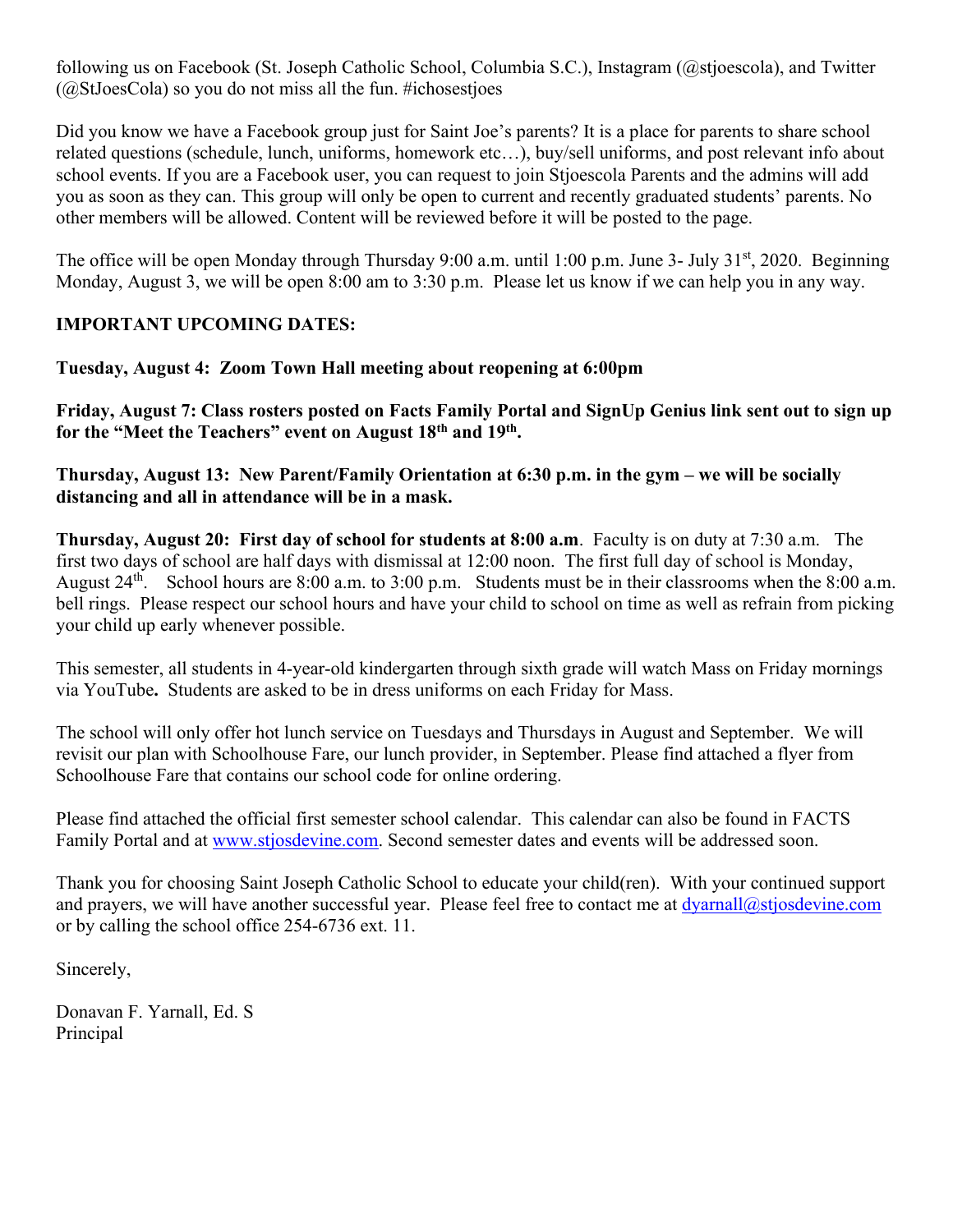following us on Facebook (St. Joseph Catholic School, Columbia S.C.), Instagram (@stjoescola), and Twitter (@StJoesCola) so you do not miss all the fun. #ichosestjoes

Did you know we have a Facebook group just for Saint Joe's parents? It is a place for parents to share school related questions (schedule, lunch, uniforms, homework etc…), buy/sell uniforms, and post relevant info about school events. If you are a Facebook user, you can request to join Stjoescola Parents and the admins will add you as soon as they can. This group will only be open to current and recently graduated students' parents. No other members will be allowed. Content will be reviewed before it will be posted to the page.

The office will be open Monday through Thursday 9:00 a.m. until 1:00 p.m. June 3- July 31st, 2020. Beginning Monday, August 3, we will be open 8:00 am to 3:30 p.m. Please let us know if we can help you in any way.

**IMPORTANT UPCOMING DATES:**

**Tuesday, August 4: Zoom Town Hall meeting about reopening at 6:00pm**

**Friday, August 7: Class rosters posted on Facts Family Portal and SignUp Genius link sent out to sign up for the "Meet the Teachers" event on August 18th and 19th.**

**Thursday, August 13: New Parent/Family Orientation at 6:30 p.m. in the gym – we will be socially distancing and all in attendance will be in a mask.**

**Thursday, August 20: First day of school for students at 8:00 a.m**. Faculty is on duty at 7:30 a.m. The first two days of school are half days with dismissal at 12:00 noon. The first full day of school is Monday, August 24th. School hours are 8:00 a.m. to 3:00 p.m. Students must be in their classrooms when the 8:00 a.m. bell rings. Please respect our school hours and have your child to school on time as well as refrain from picking your child up early whenever possible.

This semester, all students in 4-year-old kindergarten through sixth grade will watch Mass on Friday mornings via YouTube**.** Students are asked to be in dress uniforms on each Friday for Mass.

The school will only offer hot lunch service on Tuesdays and Thursdays in August and September. We will revisit our plan with Schoolhouse Fare, our lunch provider, in September. Please find attached a flyer from Schoolhouse Fare that contains our school code for online ordering.

Please find attached the official first semester school calendar. This calendar can also be found in FACTS Family Portal and at www.stjosdevine.com. Second semester dates and events will be addressed soon.

Thank you for choosing Saint Joseph Catholic School to educate your child(ren). With your continued support and prayers, we will have another successful year. Please feel free to contact me at dyarnall@stjosdevine.com or by calling the school office 254-6736 ext. 11.

Sincerely,

Donavan F. Yarnall, Ed. S
Principal